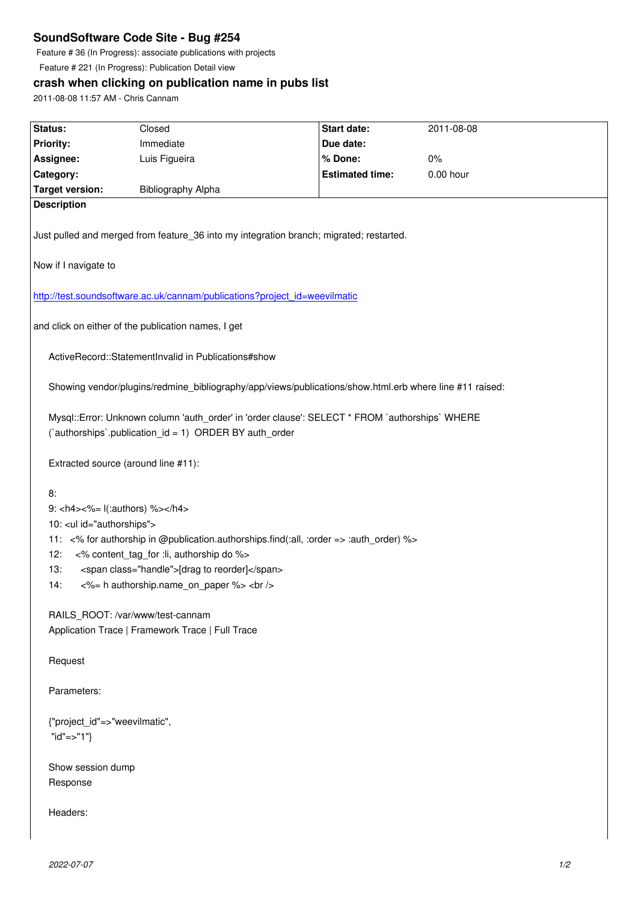# SoundSoftware Code Site - Bug #254

Feature # 36 (In Progress): associate publications with projects

Feature # 221 (In Progress): Publication Detail view

## crash when clicking on publication name in pubs list

2011-08-08 11:57 AM - Chris Cannam

| Status: | Closed | Start date: | 2011-08-08 |
|---|---|---|---|
| Priority: | Immediate | Due date: | |
| Assignee: | Luis Figueira | % Done: | 0% |
| Category: | | Estimated time: | 0.00 hour |
| Target version: | Bibliography Alpha | | |

**Description**

Just pulled and merged from feature_36 into my integration branch; migrated; restarted.

Now if I navigate to

http://test.soundsoftware.ac.uk/cannam/publications?project_id=weevilmatic

and click on either of the publication names, I get

```
ActiveRecord::StatementInvalid in Publications#show

Showing vendor/plugins/redmine_bibliography/app/views/publications/show.html.erb where line #11 raised:

Mysql::Error: Unknown column 'auth_order' in 'order clause': SELECT * FROM `authorships` WHERE
(`authorships`.publication_id = 1)  ORDER BY auth_order

Extracted source (around line #11):

8:
9: <h4><%= l(:authors) %></h4>
10: <ul id="authorships">
11:   <% for authorship in @publication.authorships.find(:all, :order => :auth_order) %>
12:     <% content_tag_for :li, authorship do %>
13:       <span class="handle">[drag to reorder]</span>
14:       <%= h authorship.name_on_paper %> <br />

RAILS_ROOT: /var/www/test-cannam
Application Trace | Framework Trace | Full Trace

Request

Parameters:

{"project_id"=>"weevilmatic",
 "id"=>"1"}

Show session dump
Response

Headers:
```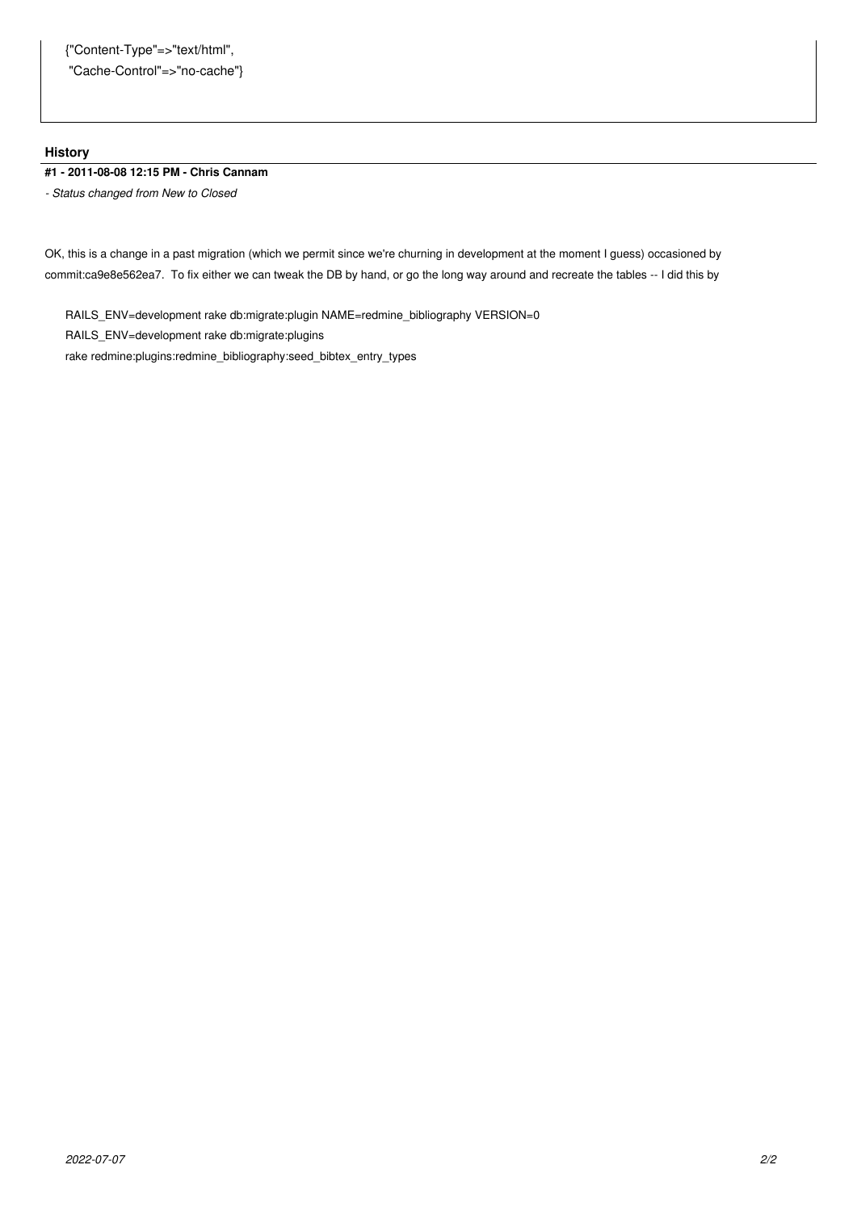```
{"Content-Type"=>"text/html",
 "Cache-Control"=>"no-cache"}
```

## History

### #1 - 2011-08-08 12:15 PM - Chris Cannam

*- Status changed from New to Closed*

OK, this is a change in a past migration (which we permit since we're churning in development at the moment I guess) occasioned by commit:ca9e8e562ea7. To fix either we can tweak the DB by hand, or go the long way around and recreate the tables -- I did this by

```
RAILS_ENV=development rake db:migrate:plugin NAME=redmine_bibliography VERSION=0
RAILS_ENV=development rake db:migrate:plugins
rake redmine:plugins:redmine_bibliography:seed_bibtex_entry_types
```